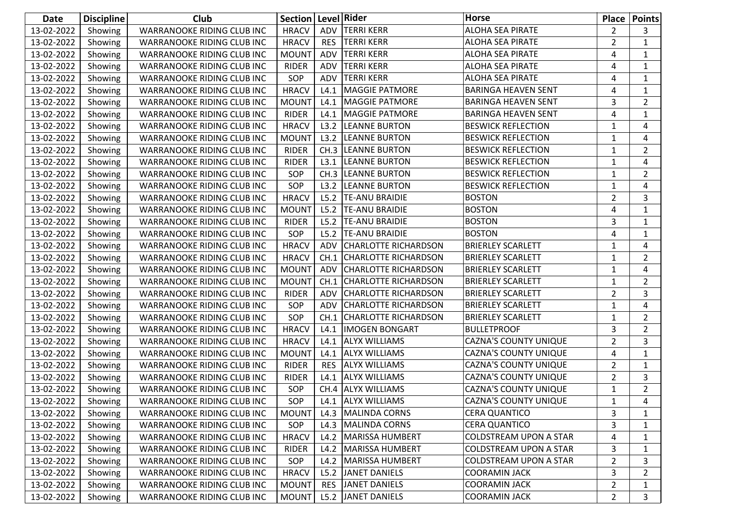| Date | Discipline | Club | Section | Level | Rider | Horse | Place | Points |
|---|---|---|---|---|---|---|---|---|
| 13-02-2022 | Showing | WARRANOOKE RIDING CLUB INC | HRACV | ADV | TERRI KERR | ALOHA SEA PIRATE | 2 | 3 |
| 13-02-2022 | Showing | WARRANOOKE RIDING CLUB INC | HRACV | RES | TERRI KERR | ALOHA SEA PIRATE | 2 | 1 |
| 13-02-2022 | Showing | WARRANOOKE RIDING CLUB INC | MOUNT | ADV | TERRI KERR | ALOHA SEA PIRATE | 4 | 1 |
| 13-02-2022 | Showing | WARRANOOKE RIDING CLUB INC | RIDER | ADV | TERRI KERR | ALOHA SEA PIRATE | 4 | 1 |
| 13-02-2022 | Showing | WARRANOOKE RIDING CLUB INC | SOP | ADV | TERRI KERR | ALOHA SEA PIRATE | 4 | 1 |
| 13-02-2022 | Showing | WARRANOOKE RIDING CLUB INC | HRACV | L4.1 | MAGGIE PATMORE | BARINGA HEAVEN SENT | 4 | 1 |
| 13-02-2022 | Showing | WARRANOOKE RIDING CLUB INC | MOUNT | L4.1 | MAGGIE PATMORE | BARINGA HEAVEN SENT | 3 | 2 |
| 13-02-2022 | Showing | WARRANOOKE RIDING CLUB INC | RIDER | L4.1 | MAGGIE PATMORE | BARINGA HEAVEN SENT | 4 | 1 |
| 13-02-2022 | Showing | WARRANOOKE RIDING CLUB INC | HRACV | L3.2 | LEANNE BURTON | BESWICK REFLECTION | 1 | 4 |
| 13-02-2022 | Showing | WARRANOOKE RIDING CLUB INC | MOUNT | L3.2 | LEANNE BURTON | BESWICK REFLECTION | 1 | 4 |
| 13-02-2022 | Showing | WARRANOOKE RIDING CLUB INC | RIDER | CH.3 | LEANNE BURTON | BESWICK REFLECTION | 1 | 2 |
| 13-02-2022 | Showing | WARRANOOKE RIDING CLUB INC | RIDER | L3.1 | LEANNE BURTON | BESWICK REFLECTION | 1 | 4 |
| 13-02-2022 | Showing | WARRANOOKE RIDING CLUB INC | SOP | CH.3 | LEANNE BURTON | BESWICK REFLECTION | 1 | 2 |
| 13-02-2022 | Showing | WARRANOOKE RIDING CLUB INC | SOP | L3.2 | LEANNE BURTON | BESWICK REFLECTION | 1 | 4 |
| 13-02-2022 | Showing | WARRANOOKE RIDING CLUB INC | HRACV | L5.2 | TE-ANU BRAIDIE | BOSTON | 2 | 3 |
| 13-02-2022 | Showing | WARRANOOKE RIDING CLUB INC | MOUNT | L5.2 | TE-ANU BRAIDIE | BOSTON | 4 | 1 |
| 13-02-2022 | Showing | WARRANOOKE RIDING CLUB INC | RIDER | L5.2 | TE-ANU BRAIDIE | BOSTON | 3 | 1 |
| 13-02-2022 | Showing | WARRANOOKE RIDING CLUB INC | SOP | L5.2 | TE-ANU BRAIDIE | BOSTON | 4 | 1 |
| 13-02-2022 | Showing | WARRANOOKE RIDING CLUB INC | HRACV | ADV | CHARLOTTE RICHARDSON | BRIERLEY SCARLETT | 1 | 4 |
| 13-02-2022 | Showing | WARRANOOKE RIDING CLUB INC | HRACV | CH.1 | CHARLOTTE RICHARDSON | BRIERLEY SCARLETT | 1 | 2 |
| 13-02-2022 | Showing | WARRANOOKE RIDING CLUB INC | MOUNT | ADV | CHARLOTTE RICHARDSON | BRIERLEY SCARLETT | 1 | 4 |
| 13-02-2022 | Showing | WARRANOOKE RIDING CLUB INC | MOUNT | CH.1 | CHARLOTTE RICHARDSON | BRIERLEY SCARLETT | 1 | 2 |
| 13-02-2022 | Showing | WARRANOOKE RIDING CLUB INC | RIDER | ADV | CHARLOTTE RICHARDSON | BRIERLEY SCARLETT | 2 | 3 |
| 13-02-2022 | Showing | WARRANOOKE RIDING CLUB INC | SOP | ADV | CHARLOTTE RICHARDSON | BRIERLEY SCARLETT | 1 | 4 |
| 13-02-2022 | Showing | WARRANOOKE RIDING CLUB INC | SOP | CH.1 | CHARLOTTE RICHARDSON | BRIERLEY SCARLETT | 1 | 2 |
| 13-02-2022 | Showing | WARRANOOKE RIDING CLUB INC | HRACV | L4.1 | IMOGEN BONGART | BULLETPROOF | 3 | 2 |
| 13-02-2022 | Showing | WARRANOOKE RIDING CLUB INC | HRACV | L4.1 | ALYX WILLIAMS | CAZNA'S COUNTY UNIQUE | 2 | 3 |
| 13-02-2022 | Showing | WARRANOOKE RIDING CLUB INC | MOUNT | L4.1 | ALYX WILLIAMS | CAZNA'S COUNTY UNIQUE | 4 | 1 |
| 13-02-2022 | Showing | WARRANOOKE RIDING CLUB INC | RIDER | RES | ALYX WILLIAMS | CAZNA'S COUNTY UNIQUE | 2 | 1 |
| 13-02-2022 | Showing | WARRANOOKE RIDING CLUB INC | RIDER | L4.1 | ALYX WILLIAMS | CAZNA'S COUNTY UNIQUE | 2 | 3 |
| 13-02-2022 | Showing | WARRANOOKE RIDING CLUB INC | SOP | CH.4 | ALYX WILLIAMS | CAZNA'S COUNTY UNIQUE | 1 | 2 |
| 13-02-2022 | Showing | WARRANOOKE RIDING CLUB INC | SOP | L4.1 | ALYX WILLIAMS | CAZNA'S COUNTY UNIQUE | 1 | 4 |
| 13-02-2022 | Showing | WARRANOOKE RIDING CLUB INC | MOUNT | L4.3 | MALINDA CORNS | CERA QUANTICO | 3 | 1 |
| 13-02-2022 | Showing | WARRANOOKE RIDING CLUB INC | SOP | L4.3 | MALINDA CORNS | CERA QUANTICO | 3 | 1 |
| 13-02-2022 | Showing | WARRANOOKE RIDING CLUB INC | HRACV | L4.2 | MARISSA HUMBERT | COLDSTREAM UPON A STAR | 4 | 1 |
| 13-02-2022 | Showing | WARRANOOKE RIDING CLUB INC | RIDER | L4.2 | MARISSA HUMBERT | COLDSTREAM UPON A STAR | 3 | 1 |
| 13-02-2022 | Showing | WARRANOOKE RIDING CLUB INC | SOP | L4.2 | MARISSA HUMBERT | COLDSTREAM UPON A STAR | 2 | 3 |
| 13-02-2022 | Showing | WARRANOOKE RIDING CLUB INC | HRACV | L5.2 | JANET DANIELS | COORAMIN JACK | 3 | 2 |
| 13-02-2022 | Showing | WARRANOOKE RIDING CLUB INC | MOUNT | RES | JANET DANIELS | COORAMIN JACK | 2 | 1 |
| 13-02-2022 | Showing | WARRANOOKE RIDING CLUB INC | MOUNT | L5.2 | JANET DANIELS | COORAMIN JACK | 2 | 3 |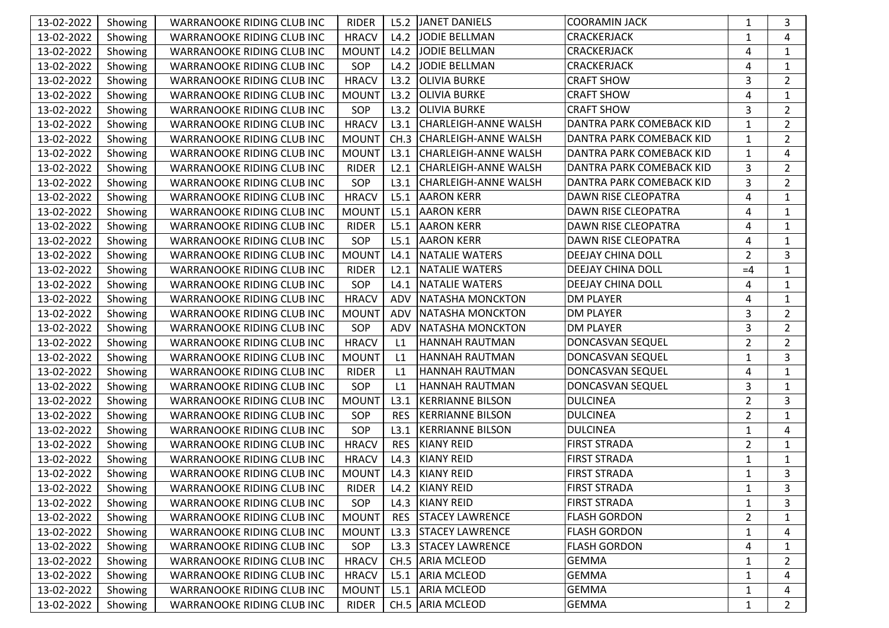| | | | | | | | | |
|---|---|---|---|---|---|---|---|---|
| 13-02-2022 | Showing | WARRANOOKE RIDING CLUB INC | RIDER | L5.2 | JANET DANIELS | COORAMIN JACK | 1 | 3 |
| 13-02-2022 | Showing | WARRANOOKE RIDING CLUB INC | HRACV | L4.2 | JODIE BELLMAN | CRACKERJACK | 1 | 4 |
| 13-02-2022 | Showing | WARRANOOKE RIDING CLUB INC | MOUNT | L4.2 | JODIE BELLMAN | CRACKERJACK | 4 | 1 |
| 13-02-2022 | Showing | WARRANOOKE RIDING CLUB INC | SOP | L4.2 | JODIE BELLMAN | CRACKERJACK | 4 | 1 |
| 13-02-2022 | Showing | WARRANOOKE RIDING CLUB INC | HRACV | L3.2 | OLIVIA BURKE | CRAFT SHOW | 3 | 2 |
| 13-02-2022 | Showing | WARRANOOKE RIDING CLUB INC | MOUNT | L3.2 | OLIVIA BURKE | CRAFT SHOW | 4 | 1 |
| 13-02-2022 | Showing | WARRANOOKE RIDING CLUB INC | SOP | L3.2 | OLIVIA BURKE | CRAFT SHOW | 3 | 2 |
| 13-02-2022 | Showing | WARRANOOKE RIDING CLUB INC | HRACV | L3.1 | CHARLEIGH-ANNE WALSH | DANTRA PARK COMEBACK KID | 1 | 2 |
| 13-02-2022 | Showing | WARRANOOKE RIDING CLUB INC | MOUNT | CH.3 | CHARLEIGH-ANNE WALSH | DANTRA PARK COMEBACK KID | 1 | 2 |
| 13-02-2022 | Showing | WARRANOOKE RIDING CLUB INC | MOUNT | L3.1 | CHARLEIGH-ANNE WALSH | DANTRA PARK COMEBACK KID | 1 | 4 |
| 13-02-2022 | Showing | WARRANOOKE RIDING CLUB INC | RIDER | L2.1 | CHARLEIGH-ANNE WALSH | DANTRA PARK COMEBACK KID | 3 | 2 |
| 13-02-2022 | Showing | WARRANOOKE RIDING CLUB INC | SOP | L3.1 | CHARLEIGH-ANNE WALSH | DANTRA PARK COMEBACK KID | 3 | 2 |
| 13-02-2022 | Showing | WARRANOOKE RIDING CLUB INC | HRACV | L5.1 | AARON KERR | DAWN RISE CLEOPATRA | 4 | 1 |
| 13-02-2022 | Showing | WARRANOOKE RIDING CLUB INC | MOUNT | L5.1 | AARON KERR | DAWN RISE CLEOPATRA | 4 | 1 |
| 13-02-2022 | Showing | WARRANOOKE RIDING CLUB INC | RIDER | L5.1 | AARON KERR | DAWN RISE CLEOPATRA | 4 | 1 |
| 13-02-2022 | Showing | WARRANOOKE RIDING CLUB INC | SOP | L5.1 | AARON KERR | DAWN RISE CLEOPATRA | 4 | 1 |
| 13-02-2022 | Showing | WARRANOOKE RIDING CLUB INC | MOUNT | L4.1 | NATALIE WATERS | DEEJAY CHINA DOLL | 2 | 3 |
| 13-02-2022 | Showing | WARRANOOKE RIDING CLUB INC | RIDER | L2.1 | NATALIE WATERS | DEEJAY CHINA DOLL | =4 | 1 |
| 13-02-2022 | Showing | WARRANOOKE RIDING CLUB INC | SOP | L4.1 | NATALIE WATERS | DEEJAY CHINA DOLL | 4 | 1 |
| 13-02-2022 | Showing | WARRANOOKE RIDING CLUB INC | HRACV | ADV | NATASHA MONCKTON | DM PLAYER | 4 | 1 |
| 13-02-2022 | Showing | WARRANOOKE RIDING CLUB INC | MOUNT | ADV | NATASHA MONCKTON | DM PLAYER | 3 | 2 |
| 13-02-2022 | Showing | WARRANOOKE RIDING CLUB INC | SOP | ADV | NATASHA MONCKTON | DM PLAYER | 3 | 2 |
| 13-02-2022 | Showing | WARRANOOKE RIDING CLUB INC | HRACV | L1 | HANNAH RAUTMAN | DONCASVAN SEQUEL | 2 | 2 |
| 13-02-2022 | Showing | WARRANOOKE RIDING CLUB INC | MOUNT | L1 | HANNAH RAUTMAN | DONCASVAN SEQUEL | 1 | 3 |
| 13-02-2022 | Showing | WARRANOOKE RIDING CLUB INC | RIDER | L1 | HANNAH RAUTMAN | DONCASVAN SEQUEL | 4 | 1 |
| 13-02-2022 | Showing | WARRANOOKE RIDING CLUB INC | SOP | L1 | HANNAH RAUTMAN | DONCASVAN SEQUEL | 3 | 1 |
| 13-02-2022 | Showing | WARRANOOKE RIDING CLUB INC | MOUNT | L3.1 | KERRIANNE BILSON | DULCINEA | 2 | 3 |
| 13-02-2022 | Showing | WARRANOOKE RIDING CLUB INC | SOP | RES | KERRIANNE BILSON | DULCINEA | 2 | 1 |
| 13-02-2022 | Showing | WARRANOOKE RIDING CLUB INC | SOP | L3.1 | KERRIANNE BILSON | DULCINEA | 1 | 4 |
| 13-02-2022 | Showing | WARRANOOKE RIDING CLUB INC | HRACV | RES | KIANY REID | FIRST STRADA | 2 | 1 |
| 13-02-2022 | Showing | WARRANOOKE RIDING CLUB INC | HRACV | L4.3 | KIANY REID | FIRST STRADA | 1 | 1 |
| 13-02-2022 | Showing | WARRANOOKE RIDING CLUB INC | MOUNT | L4.3 | KIANY REID | FIRST STRADA | 1 | 3 |
| 13-02-2022 | Showing | WARRANOOKE RIDING CLUB INC | RIDER | L4.2 | KIANY REID | FIRST STRADA | 1 | 3 |
| 13-02-2022 | Showing | WARRANOOKE RIDING CLUB INC | SOP | L4.3 | KIANY REID | FIRST STRADA | 1 | 3 |
| 13-02-2022 | Showing | WARRANOOKE RIDING CLUB INC | MOUNT | RES | STACEY LAWRENCE | FLASH GORDON | 2 | 1 |
| 13-02-2022 | Showing | WARRANOOKE RIDING CLUB INC | MOUNT | L3.3 | STACEY LAWRENCE | FLASH GORDON | 1 | 4 |
| 13-02-2022 | Showing | WARRANOOKE RIDING CLUB INC | SOP | L3.3 | STACEY LAWRENCE | FLASH GORDON | 4 | 1 |
| 13-02-2022 | Showing | WARRANOOKE RIDING CLUB INC | HRACV | CH.5 | ARIA MCLEOD | GEMMA | 1 | 2 |
| 13-02-2022 | Showing | WARRANOOKE RIDING CLUB INC | HRACV | L5.1 | ARIA MCLEOD | GEMMA | 1 | 4 |
| 13-02-2022 | Showing | WARRANOOKE RIDING CLUB INC | MOUNT | L5.1 | ARIA MCLEOD | GEMMA | 1 | 4 |
| 13-02-2022 | Showing | WARRANOOKE RIDING CLUB INC | RIDER | CH.5 | ARIA MCLEOD | GEMMA | 1 | 2 |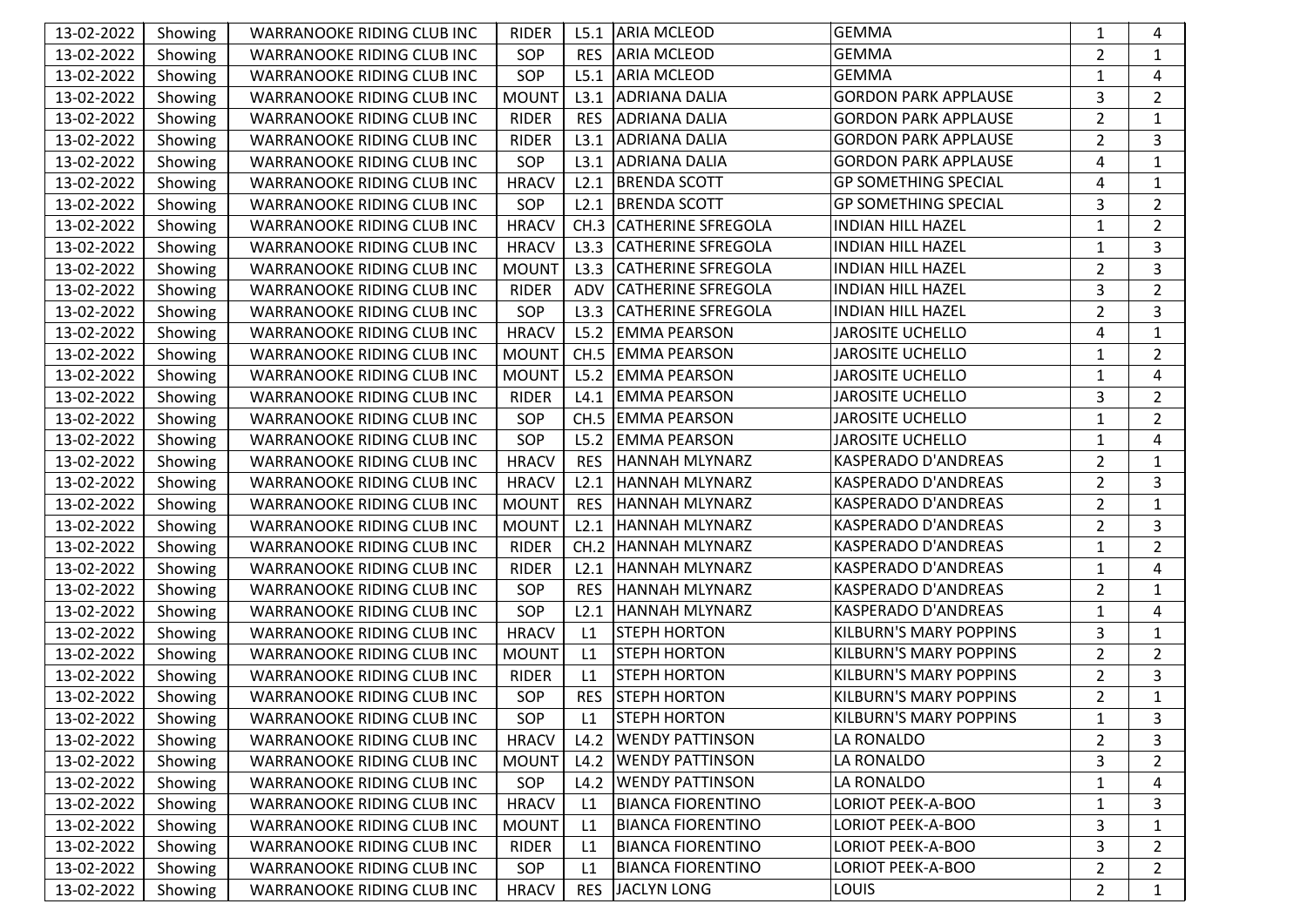| | | | | | | | | |
|---|---|---|---|---|---|---|---|---|
| 13-02-2022 | Showing | WARRANOOKE RIDING CLUB INC | RIDER | L5.1 | ARIA MCLEOD | GEMMA | 1 | 4 |
| 13-02-2022 | Showing | WARRANOOKE RIDING CLUB INC | SOP | RES | ARIA MCLEOD | GEMMA | 2 | 1 |
| 13-02-2022 | Showing | WARRANOOKE RIDING CLUB INC | SOP | L5.1 | ARIA MCLEOD | GEMMA | 1 | 4 |
| 13-02-2022 | Showing | WARRANOOKE RIDING CLUB INC | MOUNT | L3.1 | ADRIANA DALIA | GORDON PARK APPLAUSE | 3 | 2 |
| 13-02-2022 | Showing | WARRANOOKE RIDING CLUB INC | RIDER | RES | ADRIANA DALIA | GORDON PARK APPLAUSE | 2 | 1 |
| 13-02-2022 | Showing | WARRANOOKE RIDING CLUB INC | RIDER | L3.1 | ADRIANA DALIA | GORDON PARK APPLAUSE | 2 | 3 |
| 13-02-2022 | Showing | WARRANOOKE RIDING CLUB INC | SOP | L3.1 | ADRIANA DALIA | GORDON PARK APPLAUSE | 4 | 1 |
| 13-02-2022 | Showing | WARRANOOKE RIDING CLUB INC | HRACV | L2.1 | BRENDA SCOTT | GP SOMETHING SPECIAL | 4 | 1 |
| 13-02-2022 | Showing | WARRANOOKE RIDING CLUB INC | SOP | L2.1 | BRENDA SCOTT | GP SOMETHING SPECIAL | 3 | 2 |
| 13-02-2022 | Showing | WARRANOOKE RIDING CLUB INC | HRACV | CH.3 | CATHERINE SFREGOLA | INDIAN HILL HAZEL | 1 | 2 |
| 13-02-2022 | Showing | WARRANOOKE RIDING CLUB INC | HRACV | L3.3 | CATHERINE SFREGOLA | INDIAN HILL HAZEL | 1 | 3 |
| 13-02-2022 | Showing | WARRANOOKE RIDING CLUB INC | MOUNT | L3.3 | CATHERINE SFREGOLA | INDIAN HILL HAZEL | 2 | 3 |
| 13-02-2022 | Showing | WARRANOOKE RIDING CLUB INC | RIDER | ADV | CATHERINE SFREGOLA | INDIAN HILL HAZEL | 3 | 2 |
| 13-02-2022 | Showing | WARRANOOKE RIDING CLUB INC | SOP | L3.3 | CATHERINE SFREGOLA | INDIAN HILL HAZEL | 2 | 3 |
| 13-02-2022 | Showing | WARRANOOKE RIDING CLUB INC | HRACV | L5.2 | EMMA PEARSON | JAROSITE UCHELLO | 4 | 1 |
| 13-02-2022 | Showing | WARRANOOKE RIDING CLUB INC | MOUNT | CH.5 | EMMA PEARSON | JAROSITE UCHELLO | 1 | 2 |
| 13-02-2022 | Showing | WARRANOOKE RIDING CLUB INC | MOUNT | L5.2 | EMMA PEARSON | JAROSITE UCHELLO | 1 | 4 |
| 13-02-2022 | Showing | WARRANOOKE RIDING CLUB INC | RIDER | L4.1 | EMMA PEARSON | JAROSITE UCHELLO | 3 | 2 |
| 13-02-2022 | Showing | WARRANOOKE RIDING CLUB INC | SOP | CH.5 | EMMA PEARSON | JAROSITE UCHELLO | 1 | 2 |
| 13-02-2022 | Showing | WARRANOOKE RIDING CLUB INC | SOP | L5.2 | EMMA PEARSON | JAROSITE UCHELLO | 1 | 4 |
| 13-02-2022 | Showing | WARRANOOKE RIDING CLUB INC | HRACV | RES | HANNAH MLYNARZ | KASPERADO D'ANDREAS | 2 | 1 |
| 13-02-2022 | Showing | WARRANOOKE RIDING CLUB INC | HRACV | L2.1 | HANNAH MLYNARZ | KASPERADO D'ANDREAS | 2 | 3 |
| 13-02-2022 | Showing | WARRANOOKE RIDING CLUB INC | MOUNT | RES | HANNAH MLYNARZ | KASPERADO D'ANDREAS | 2 | 1 |
| 13-02-2022 | Showing | WARRANOOKE RIDING CLUB INC | MOUNT | L2.1 | HANNAH MLYNARZ | KASPERADO D'ANDREAS | 2 | 3 |
| 13-02-2022 | Showing | WARRANOOKE RIDING CLUB INC | RIDER | CH.2 | HANNAH MLYNARZ | KASPERADO D'ANDREAS | 1 | 2 |
| 13-02-2022 | Showing | WARRANOOKE RIDING CLUB INC | RIDER | L2.1 | HANNAH MLYNARZ | KASPERADO D'ANDREAS | 1 | 4 |
| 13-02-2022 | Showing | WARRANOOKE RIDING CLUB INC | SOP | RES | HANNAH MLYNARZ | KASPERADO D'ANDREAS | 2 | 1 |
| 13-02-2022 | Showing | WARRANOOKE RIDING CLUB INC | SOP | L2.1 | HANNAH MLYNARZ | KASPERADO D'ANDREAS | 1 | 4 |
| 13-02-2022 | Showing | WARRANOOKE RIDING CLUB INC | HRACV | L1 | STEPH HORTON | KILBURN'S MARY POPPINS | 3 | 1 |
| 13-02-2022 | Showing | WARRANOOKE RIDING CLUB INC | MOUNT | L1 | STEPH HORTON | KILBURN'S MARY POPPINS | 2 | 2 |
| 13-02-2022 | Showing | WARRANOOKE RIDING CLUB INC | RIDER | L1 | STEPH HORTON | KILBURN'S MARY POPPINS | 2 | 3 |
| 13-02-2022 | Showing | WARRANOOKE RIDING CLUB INC | SOP | RES | STEPH HORTON | KILBURN'S MARY POPPINS | 2 | 1 |
| 13-02-2022 | Showing | WARRANOOKE RIDING CLUB INC | SOP | L1 | STEPH HORTON | KILBURN'S MARY POPPINS | 1 | 3 |
| 13-02-2022 | Showing | WARRANOOKE RIDING CLUB INC | HRACV | L4.2 | WENDY PATTINSON | LA RONALDO | 2 | 3 |
| 13-02-2022 | Showing | WARRANOOKE RIDING CLUB INC | MOUNT | L4.2 | WENDY PATTINSON | LA RONALDO | 3 | 2 |
| 13-02-2022 | Showing | WARRANOOKE RIDING CLUB INC | SOP | L4.2 | WENDY PATTINSON | LA RONALDO | 1 | 4 |
| 13-02-2022 | Showing | WARRANOOKE RIDING CLUB INC | HRACV | L1 | BIANCA FIORENTINO | LORIOT PEEK-A-BOO | 1 | 3 |
| 13-02-2022 | Showing | WARRANOOKE RIDING CLUB INC | MOUNT | L1 | BIANCA FIORENTINO | LORIOT PEEK-A-BOO | 3 | 1 |
| 13-02-2022 | Showing | WARRANOOKE RIDING CLUB INC | RIDER | L1 | BIANCA FIORENTINO | LORIOT PEEK-A-BOO | 3 | 2 |
| 13-02-2022 | Showing | WARRANOOKE RIDING CLUB INC | SOP | L1 | BIANCA FIORENTINO | LORIOT PEEK-A-BOO | 2 | 2 |
| 13-02-2022 | Showing | WARRANOOKE RIDING CLUB INC | HRACV | RES | JACLYN LONG | LOUIS | 2 | 1 |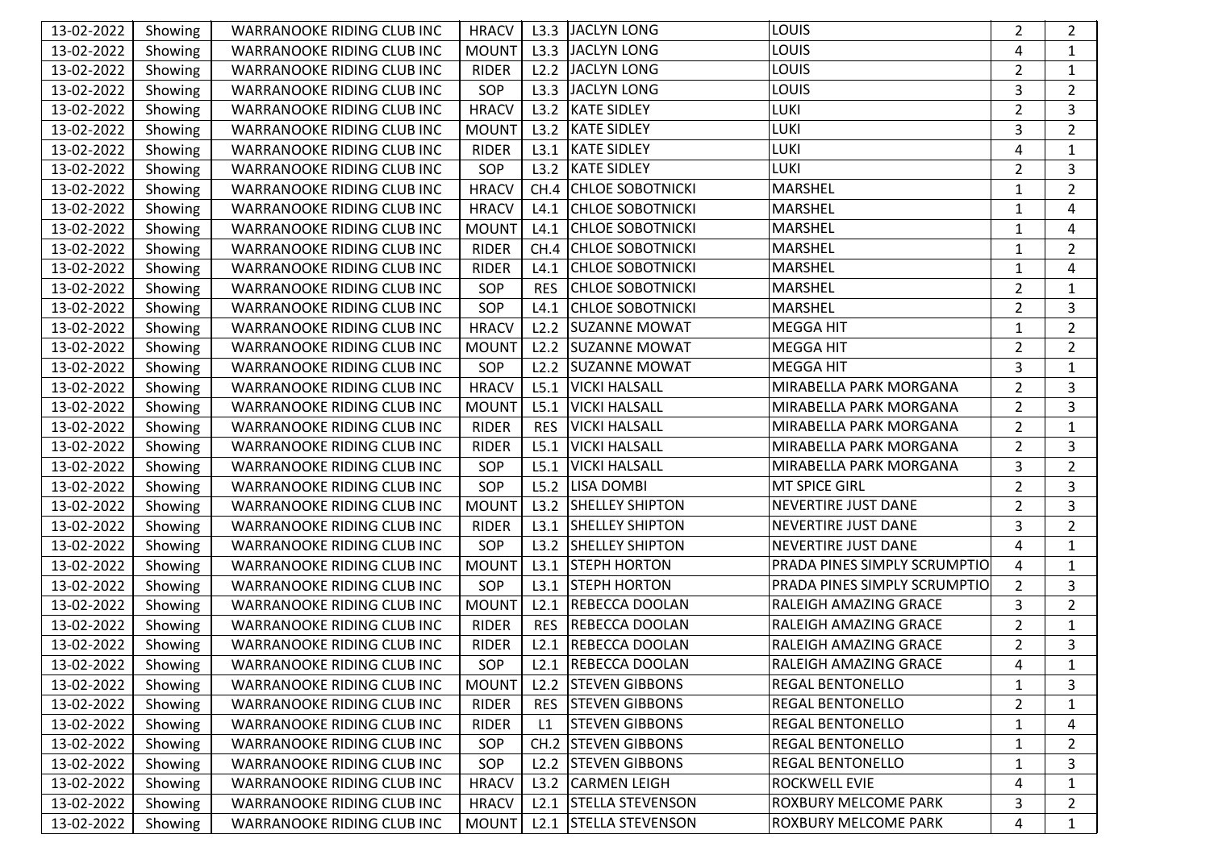| | | | | | | | | |
|---|---|---|---|---|---|---|---|---|
| 13-02-2022 | Showing | WARRANOOKE RIDING CLUB INC | HRACV | L3.3 | JACLYN LONG | LOUIS | 2 | 2 |
| 13-02-2022 | Showing | WARRANOOKE RIDING CLUB INC | MOUNT | L3.3 | JACLYN LONG | LOUIS | 4 | 1 |
| 13-02-2022 | Showing | WARRANOOKE RIDING CLUB INC | RIDER | L2.2 | JACLYN LONG | LOUIS | 2 | 1 |
| 13-02-2022 | Showing | WARRANOOKE RIDING CLUB INC | SOP | L3.3 | JACLYN LONG | LOUIS | 3 | 2 |
| 13-02-2022 | Showing | WARRANOOKE RIDING CLUB INC | HRACV | L3.2 | KATE SIDLEY | LUKI | 2 | 3 |
| 13-02-2022 | Showing | WARRANOOKE RIDING CLUB INC | MOUNT | L3.2 | KATE SIDLEY | LUKI | 3 | 2 |
| 13-02-2022 | Showing | WARRANOOKE RIDING CLUB INC | RIDER | L3.1 | KATE SIDLEY | LUKI | 4 | 1 |
| 13-02-2022 | Showing | WARRANOOKE RIDING CLUB INC | SOP | L3.2 | KATE SIDLEY | LUKI | 2 | 3 |
| 13-02-2022 | Showing | WARRANOOKE RIDING CLUB INC | HRACV | CH.4 | CHLOE SOBOTNICKI | MARSHEL | 1 | 2 |
| 13-02-2022 | Showing | WARRANOOKE RIDING CLUB INC | HRACV | L4.1 | CHLOE SOBOTNICKI | MARSHEL | 1 | 4 |
| 13-02-2022 | Showing | WARRANOOKE RIDING CLUB INC | MOUNT | L4.1 | CHLOE SOBOTNICKI | MARSHEL | 1 | 4 |
| 13-02-2022 | Showing | WARRANOOKE RIDING CLUB INC | RIDER | CH.4 | CHLOE SOBOTNICKI | MARSHEL | 1 | 2 |
| 13-02-2022 | Showing | WARRANOOKE RIDING CLUB INC | RIDER | L4.1 | CHLOE SOBOTNICKI | MARSHEL | 1 | 4 |
| 13-02-2022 | Showing | WARRANOOKE RIDING CLUB INC | SOP | RES | CHLOE SOBOTNICKI | MARSHEL | 2 | 1 |
| 13-02-2022 | Showing | WARRANOOKE RIDING CLUB INC | SOP | L4.1 | CHLOE SOBOTNICKI | MARSHEL | 2 | 3 |
| 13-02-2022 | Showing | WARRANOOKE RIDING CLUB INC | HRACV | L2.2 | SUZANNE MOWAT | MEGGA HIT | 1 | 2 |
| 13-02-2022 | Showing | WARRANOOKE RIDING CLUB INC | MOUNT | L2.2 | SUZANNE MOWAT | MEGGA HIT | 2 | 2 |
| 13-02-2022 | Showing | WARRANOOKE RIDING CLUB INC | SOP | L2.2 | SUZANNE MOWAT | MEGGA HIT | 3 | 1 |
| 13-02-2022 | Showing | WARRANOOKE RIDING CLUB INC | HRACV | L5.1 | VICKI HALSALL | MIRABELLA PARK MORGANA | 2 | 3 |
| 13-02-2022 | Showing | WARRANOOKE RIDING CLUB INC | MOUNT | L5.1 | VICKI HALSALL | MIRABELLA PARK MORGANA | 2 | 3 |
| 13-02-2022 | Showing | WARRANOOKE RIDING CLUB INC | RIDER | RES | VICKI HALSALL | MIRABELLA PARK MORGANA | 2 | 1 |
| 13-02-2022 | Showing | WARRANOOKE RIDING CLUB INC | RIDER | L5.1 | VICKI HALSALL | MIRABELLA PARK MORGANA | 2 | 3 |
| 13-02-2022 | Showing | WARRANOOKE RIDING CLUB INC | SOP | L5.1 | VICKI HALSALL | MIRABELLA PARK MORGANA | 3 | 2 |
| 13-02-2022 | Showing | WARRANOOKE RIDING CLUB INC | SOP | L5.2 | LISA DOMBI | MT SPICE GIRL | 2 | 3 |
| 13-02-2022 | Showing | WARRANOOKE RIDING CLUB INC | MOUNT | L3.2 | SHELLEY SHIPTON | NEVERTIRE JUST DANE | 2 | 3 |
| 13-02-2022 | Showing | WARRANOOKE RIDING CLUB INC | RIDER | L3.1 | SHELLEY SHIPTON | NEVERTIRE JUST DANE | 3 | 2 |
| 13-02-2022 | Showing | WARRANOOKE RIDING CLUB INC | SOP | L3.2 | SHELLEY SHIPTON | NEVERTIRE JUST DANE | 4 | 1 |
| 13-02-2022 | Showing | WARRANOOKE RIDING CLUB INC | MOUNT | L3.1 | STEPH HORTON | PRADA PINES SIMPLY SCRUMPTIO | 4 | 1 |
| 13-02-2022 | Showing | WARRANOOKE RIDING CLUB INC | SOP | L3.1 | STEPH HORTON | PRADA PINES SIMPLY SCRUMPTIO | 2 | 3 |
| 13-02-2022 | Showing | WARRANOOKE RIDING CLUB INC | MOUNT | L2.1 | REBECCA DOOLAN | RALEIGH AMAZING GRACE | 3 | 2 |
| 13-02-2022 | Showing | WARRANOOKE RIDING CLUB INC | RIDER | RES | REBECCA DOOLAN | RALEIGH AMAZING GRACE | 2 | 1 |
| 13-02-2022 | Showing | WARRANOOKE RIDING CLUB INC | RIDER | L2.1 | REBECCA DOOLAN | RALEIGH AMAZING GRACE | 2 | 3 |
| 13-02-2022 | Showing | WARRANOOKE RIDING CLUB INC | SOP | L2.1 | REBECCA DOOLAN | RALEIGH AMAZING GRACE | 4 | 1 |
| 13-02-2022 | Showing | WARRANOOKE RIDING CLUB INC | MOUNT | L2.2 | STEVEN GIBBONS | REGAL BENTONELLO | 1 | 3 |
| 13-02-2022 | Showing | WARRANOOKE RIDING CLUB INC | RIDER | RES | STEVEN GIBBONS | REGAL BENTONELLO | 2 | 1 |
| 13-02-2022 | Showing | WARRANOOKE RIDING CLUB INC | RIDER | L1 | STEVEN GIBBONS | REGAL BENTONELLO | 1 | 4 |
| 13-02-2022 | Showing | WARRANOOKE RIDING CLUB INC | SOP | CH.2 | STEVEN GIBBONS | REGAL BENTONELLO | 1 | 2 |
| 13-02-2022 | Showing | WARRANOOKE RIDING CLUB INC | SOP | L2.2 | STEVEN GIBBONS | REGAL BENTONELLO | 1 | 3 |
| 13-02-2022 | Showing | WARRANOOKE RIDING CLUB INC | HRACV | L3.2 | CARMEN LEIGH | ROCKWELL EVIE | 4 | 1 |
| 13-02-2022 | Showing | WARRANOOKE RIDING CLUB INC | HRACV | L2.1 | STELLA STEVENSON | ROXBURY MELCOME PARK | 3 | 2 |
| 13-02-2022 | Showing | WARRANOOKE RIDING CLUB INC | MOUNT | L2.1 | STELLA STEVENSON | ROXBURY MELCOME PARK | 4 | 1 |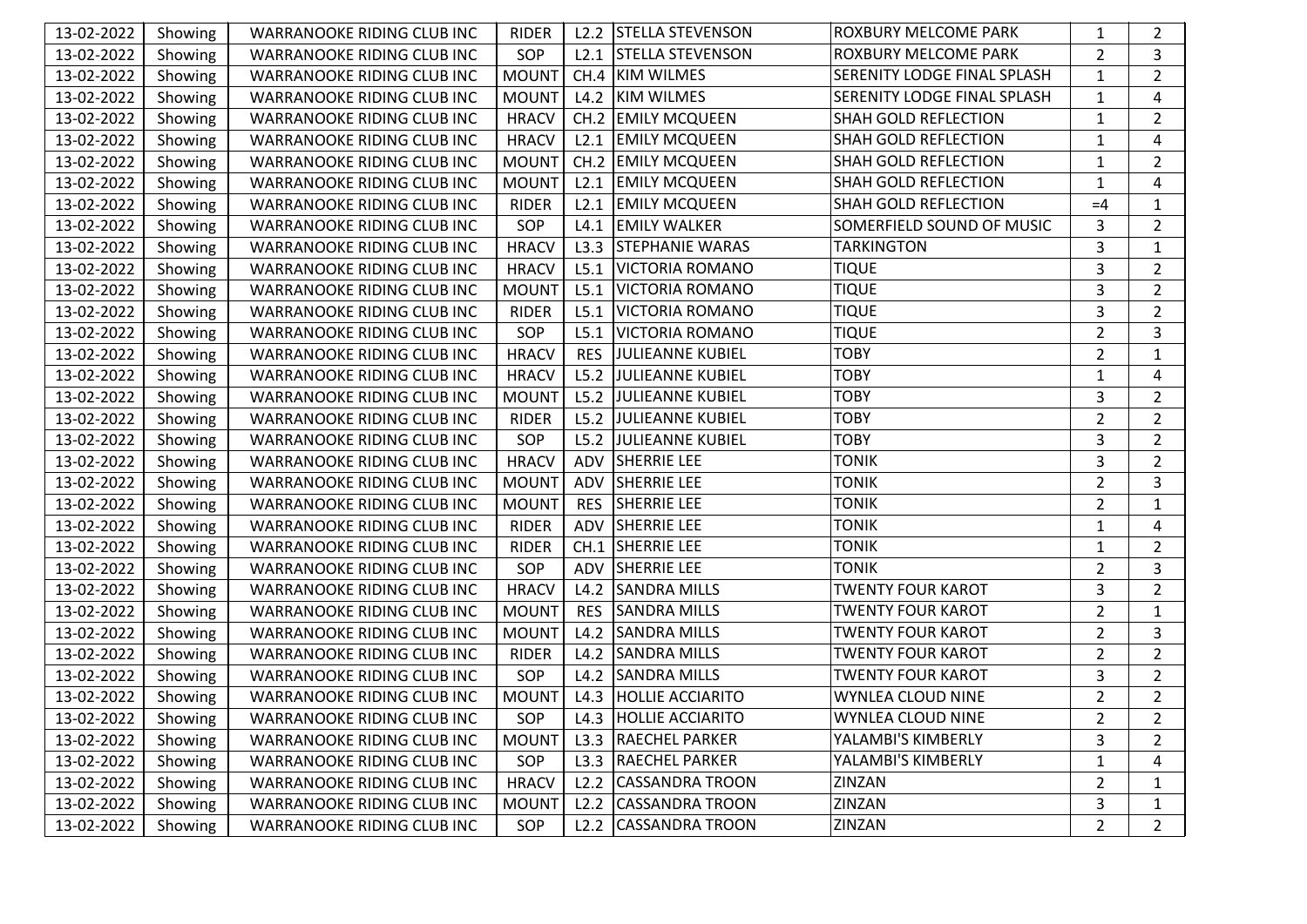| | | | | | | | | |
|---|---|---|---|---|---|---|---|---|
| 13-02-2022 | Showing | WARRANOOKE RIDING CLUB INC | RIDER | L2.2 | STELLA STEVENSON | ROXBURY MELCOME PARK | 1 | 2 |
| 13-02-2022 | Showing | WARRANOOKE RIDING CLUB INC | SOP | L2.1 | STELLA STEVENSON | ROXBURY MELCOME PARK | 2 | 3 |
| 13-02-2022 | Showing | WARRANOOKE RIDING CLUB INC | MOUNT | CH.4 | KIM WILMES | SERENITY LODGE FINAL SPLASH | 1 | 2 |
| 13-02-2022 | Showing | WARRANOOKE RIDING CLUB INC | MOUNT | L4.2 | KIM WILMES | SERENITY LODGE FINAL SPLASH | 1 | 4 |
| 13-02-2022 | Showing | WARRANOOKE RIDING CLUB INC | HRACV | CH.2 | EMILY MCQUEEN | SHAH GOLD REFLECTION | 1 | 2 |
| 13-02-2022 | Showing | WARRANOOKE RIDING CLUB INC | HRACV | L2.1 | EMILY MCQUEEN | SHAH GOLD REFLECTION | 1 | 4 |
| 13-02-2022 | Showing | WARRANOOKE RIDING CLUB INC | MOUNT | CH.2 | EMILY MCQUEEN | SHAH GOLD REFLECTION | 1 | 2 |
| 13-02-2022 | Showing | WARRANOOKE RIDING CLUB INC | MOUNT | L2.1 | EMILY MCQUEEN | SHAH GOLD REFLECTION | 1 | 4 |
| 13-02-2022 | Showing | WARRANOOKE RIDING CLUB INC | RIDER | L2.1 | EMILY MCQUEEN | SHAH GOLD REFLECTION | =4 | 1 |
| 13-02-2022 | Showing | WARRANOOKE RIDING CLUB INC | SOP | L4.1 | EMILY WALKER | SOMERFIELD SOUND OF MUSIC | 3 | 2 |
| 13-02-2022 | Showing | WARRANOOKE RIDING CLUB INC | HRACV | L3.3 | STEPHANIE WARAS | TARKINGTON | 3 | 1 |
| 13-02-2022 | Showing | WARRANOOKE RIDING CLUB INC | HRACV | L5.1 | VICTORIA ROMANO | TIQUE | 3 | 2 |
| 13-02-2022 | Showing | WARRANOOKE RIDING CLUB INC | MOUNT | L5.1 | VICTORIA ROMANO | TIQUE | 3 | 2 |
| 13-02-2022 | Showing | WARRANOOKE RIDING CLUB INC | RIDER | L5.1 | VICTORIA ROMANO | TIQUE | 3 | 2 |
| 13-02-2022 | Showing | WARRANOOKE RIDING CLUB INC | SOP | L5.1 | VICTORIA ROMANO | TIQUE | 2 | 3 |
| 13-02-2022 | Showing | WARRANOOKE RIDING CLUB INC | HRACV | RES | JULIEANNE KUBIEL | TOBY | 2 | 1 |
| 13-02-2022 | Showing | WARRANOOKE RIDING CLUB INC | HRACV | L5.2 | JULIEANNE KUBIEL | TOBY | 1 | 4 |
| 13-02-2022 | Showing | WARRANOOKE RIDING CLUB INC | MOUNT | L5.2 | JULIEANNE KUBIEL | TOBY | 3 | 2 |
| 13-02-2022 | Showing | WARRANOOKE RIDING CLUB INC | RIDER | L5.2 | JULIEANNE KUBIEL | TOBY | 2 | 2 |
| 13-02-2022 | Showing | WARRANOOKE RIDING CLUB INC | SOP | L5.2 | JULIEANNE KUBIEL | TOBY | 3 | 2 |
| 13-02-2022 | Showing | WARRANOOKE RIDING CLUB INC | HRACV | ADV | SHERRIE LEE | TONIK | 3 | 2 |
| 13-02-2022 | Showing | WARRANOOKE RIDING CLUB INC | MOUNT | ADV | SHERRIE LEE | TONIK | 2 | 3 |
| 13-02-2022 | Showing | WARRANOOKE RIDING CLUB INC | MOUNT | RES | SHERRIE LEE | TONIK | 2 | 1 |
| 13-02-2022 | Showing | WARRANOOKE RIDING CLUB INC | RIDER | ADV | SHERRIE LEE | TONIK | 1 | 4 |
| 13-02-2022 | Showing | WARRANOOKE RIDING CLUB INC | RIDER | CH.1 | SHERRIE LEE | TONIK | 1 | 2 |
| 13-02-2022 | Showing | WARRANOOKE RIDING CLUB INC | SOP | ADV | SHERRIE LEE | TONIK | 2 | 3 |
| 13-02-2022 | Showing | WARRANOOKE RIDING CLUB INC | HRACV | L4.2 | SANDRA MILLS | TWENTY FOUR KAROT | 3 | 2 |
| 13-02-2022 | Showing | WARRANOOKE RIDING CLUB INC | MOUNT | RES | SANDRA MILLS | TWENTY FOUR KAROT | 2 | 1 |
| 13-02-2022 | Showing | WARRANOOKE RIDING CLUB INC | MOUNT | L4.2 | SANDRA MILLS | TWENTY FOUR KAROT | 2 | 3 |
| 13-02-2022 | Showing | WARRANOOKE RIDING CLUB INC | RIDER | L4.2 | SANDRA MILLS | TWENTY FOUR KAROT | 2 | 2 |
| 13-02-2022 | Showing | WARRANOOKE RIDING CLUB INC | SOP | L4.2 | SANDRA MILLS | TWENTY FOUR KAROT | 3 | 2 |
| 13-02-2022 | Showing | WARRANOOKE RIDING CLUB INC | MOUNT | L4.3 | HOLLIE ACCIARITO | WYNLEA CLOUD NINE | 2 | 2 |
| 13-02-2022 | Showing | WARRANOOKE RIDING CLUB INC | SOP | L4.3 | HOLLIE ACCIARITO | WYNLEA CLOUD NINE | 2 | 2 |
| 13-02-2022 | Showing | WARRANOOKE RIDING CLUB INC | MOUNT | L3.3 | RAECHEL PARKER | YALAMBI'S KIMBERLY | 3 | 2 |
| 13-02-2022 | Showing | WARRANOOKE RIDING CLUB INC | SOP | L3.3 | RAECHEL PARKER | YALAMBI'S KIMBERLY | 1 | 4 |
| 13-02-2022 | Showing | WARRANOOKE RIDING CLUB INC | HRACV | L2.2 | CASSANDRA TROON | ZINZAN | 2 | 1 |
| 13-02-2022 | Showing | WARRANOOKE RIDING CLUB INC | MOUNT | L2.2 | CASSANDRA TROON | ZINZAN | 3 | 1 |
| 13-02-2022 | Showing | WARRANOOKE RIDING CLUB INC | SOP | L2.2 | CASSANDRA TROON | ZINZAN | 2 | 2 |